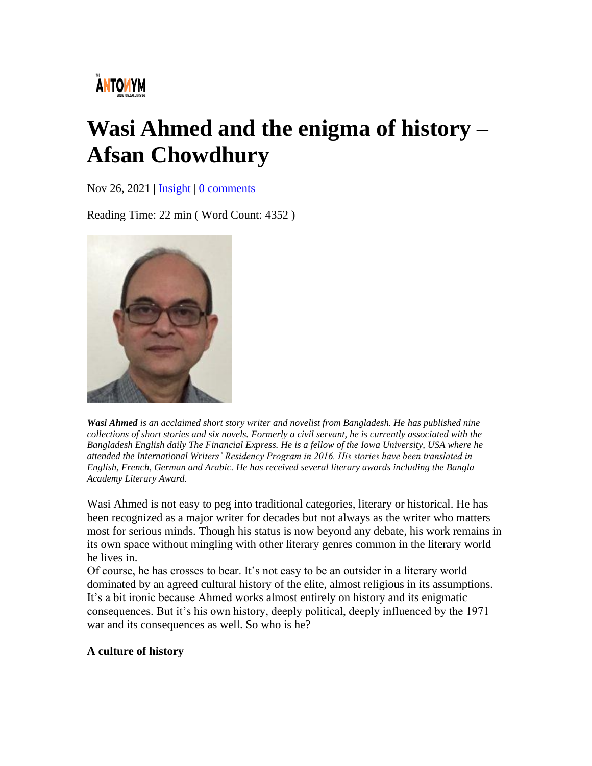# Wasi Ahmed and the enigma of history – Afsan Chowdhury

Nov 26, 2021 | Insight | 0 comments

Reading Time: 22 min ( Word Count: 4352 )

***Wasi Ahmed** is an acclaimed short story writer and novelist from Bangladesh. He has published nine collections of short stories and six novels. Formerly a civil servant, he is currently associated with the Bangladesh English daily The Financial Express. He is a fellow of the Iowa University, USA where he attended the International Writers' Residency Program in 2016. His stories have been translated in English, French, German and Arabic. He has received several literary awards including the Bangla Academy Literary Award.*

Wasi Ahmed is not easy to peg into traditional categories, literary or historical. He has been recognized as a major writer for decades but not always as the writer who matters most for serious minds. Though his status is now beyond any debate, his work remains in its own space without mingling with other literary genres common in the literary world he lives in.

Of course, he has crosses to bear. It's not easy to be an outsider in a literary world dominated by an agreed cultural history of the elite, almost religious in its assumptions. It's a bit ironic because Ahmed works almost entirely on history and its enigmatic consequences. But it's his own history, deeply political, deeply influenced by the 1971 war and its consequences as well. So who is he?

**A culture of history**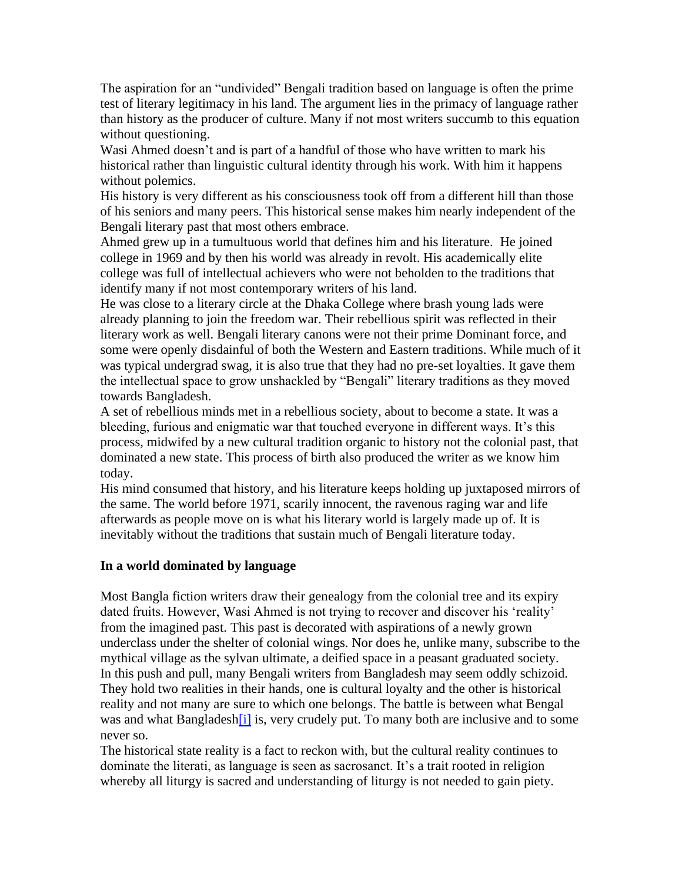The aspiration for an "undivided" Bengali tradition based on language is often the prime test of literary legitimacy in his land. The argument lies in the primacy of language rather than history as the producer of culture. Many if not most writers succumb to this equation without questioning.

Wasi Ahmed doesn't and is part of a handful of those who have written to mark his historical rather than linguistic cultural identity through his work. With him it happens without polemics.

His history is very different as his consciousness took off from a different hill than those of his seniors and many peers. This historical sense makes him nearly independent of the Bengali literary past that most others embrace.

Ahmed grew up in a tumultuous world that defines him and his literature. He joined college in 1969 and by then his world was already in revolt. His academically elite college was full of intellectual achievers who were not beholden to the traditions that identify many if not most contemporary writers of his land.

He was close to a literary circle at the Dhaka College where brash young lads were already planning to join the freedom war. Their rebellious spirit was reflected in their literary work as well. Bengali literary canons were not their prime Dominant force, and some were openly disdainful of both the Western and Eastern traditions. While much of it was typical undergrad swag, it is also true that they had no pre-set loyalties. It gave them the intellectual space to grow unshackled by "Bengali" literary traditions as they moved towards Bangladesh.

A set of rebellious minds met in a rebellious society, about to become a state. It was a bleeding, furious and enigmatic war that touched everyone in different ways. It's this process, midwifed by a new cultural tradition organic to history not the colonial past, that dominated a new state. This process of birth also produced the writer as we know him today.

His mind consumed that history, and his literature keeps holding up juxtaposed mirrors of the same. The world before 1971, scarily innocent, the ravenous raging war and life afterwards as people move on is what his literary world is largely made up of. It is inevitably without the traditions that sustain much of Bengali literature today.

## In a world dominated by language

Most Bangla fiction writers draw their genealogy from the colonial tree and its expiry dated fruits. However, Wasi Ahmed is not trying to recover and discover his 'reality' from the imagined past. This past is decorated with aspirations of a newly grown underclass under the shelter of colonial wings. Nor does he, unlike many, subscribe to the mythical village as the sylvan ultimate, a deified space in a peasant graduated society.

In this push and pull, many Bengali writers from Bangladesh may seem oddly schizoid. They hold two realities in their hands, one is cultural loyalty and the other is historical reality and not many are sure to which one belongs. The battle is between what Bengal was and what Bangladesh[i] is, very crudely put. To many both are inclusive and to some never so.

The historical state reality is a fact to reckon with, but the cultural reality continues to dominate the literati, as language is seen as sacrosanct. It's a trait rooted in religion whereby all liturgy is sacred and understanding of liturgy is not needed to gain piety.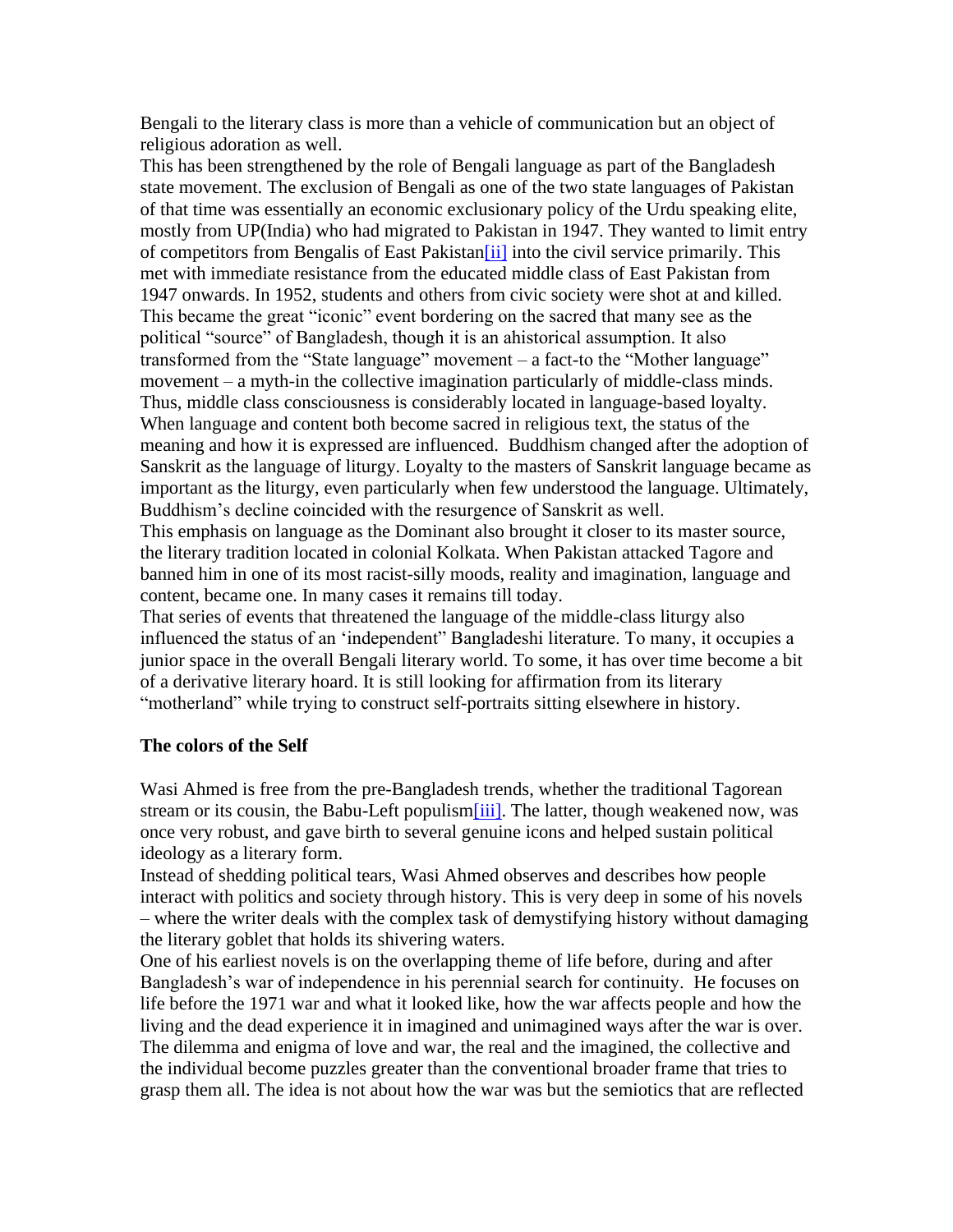Bengali to the literary class is more than a vehicle of communication but an object of religious adoration as well.

This has been strengthened by the role of Bengali language as part of the Bangladesh state movement. The exclusion of Bengali as one of the two state languages of Pakistan of that time was essentially an economic exclusionary policy of the Urdu speaking elite, mostly from UP(India) who had migrated to Pakistan in 1947. They wanted to limit entry of competitors from Bengalis of East Pakistan[ii] into the civil service primarily. This met with immediate resistance from the educated middle class of East Pakistan from 1947 onwards. In 1952, students and others from civic society were shot at and killed. This became the great "iconic" event bordering on the sacred that many see as the political "source" of Bangladesh, though it is an ahistorical assumption. It also transformed from the "State language" movement – a fact-to the "Mother language" movement – a myth-in the collective imagination particularly of middle-class minds. Thus, middle class consciousness is considerably located in language-based loyalty.

When language and content both become sacred in religious text, the status of the meaning and how it is expressed are influenced. Buddhism changed after the adoption of Sanskrit as the language of liturgy. Loyalty to the masters of Sanskrit language became as important as the liturgy, even particularly when few understood the language. Ultimately, Buddhism's decline coincided with the resurgence of Sanskrit as well.

This emphasis on language as the Dominant also brought it closer to its master source, the literary tradition located in colonial Kolkata. When Pakistan attacked Tagore and banned him in one of its most racist-silly moods, reality and imagination, language and content, became one. In many cases it remains till today.

That series of events that threatened the language of the middle-class liturgy also influenced the status of an 'independent" Bangladeshi literature. To many, it occupies a junior space in the overall Bengali literary world. To some, it has over time become a bit of a derivative literary hoard. It is still looking for affirmation from its literary "motherland" while trying to construct self-portraits sitting elsewhere in history.

**The colors of the Self**

Wasi Ahmed is free from the pre-Bangladesh trends, whether the traditional Tagorean stream or its cousin, the Babu-Left populism[iii]. The latter, though weakened now, was once very robust, and gave birth to several genuine icons and helped sustain political ideology as a literary form.

Instead of shedding political tears, Wasi Ahmed observes and describes how people interact with politics and society through history. This is very deep in some of his novels – where the writer deals with the complex task of demystifying history without damaging the literary goblet that holds its shivering waters.

One of his earliest novels is on the overlapping theme of life before, during and after Bangladesh's war of independence in his perennial search for continuity. He focuses on life before the 1971 war and what it looked like, how the war affects people and how the living and the dead experience it in imagined and unimagined ways after the war is over. The dilemma and enigma of love and war, the real and the imagined, the collective and the individual become puzzles greater than the conventional broader frame that tries to grasp them all. The idea is not about how the war was but the semiotics that are reflected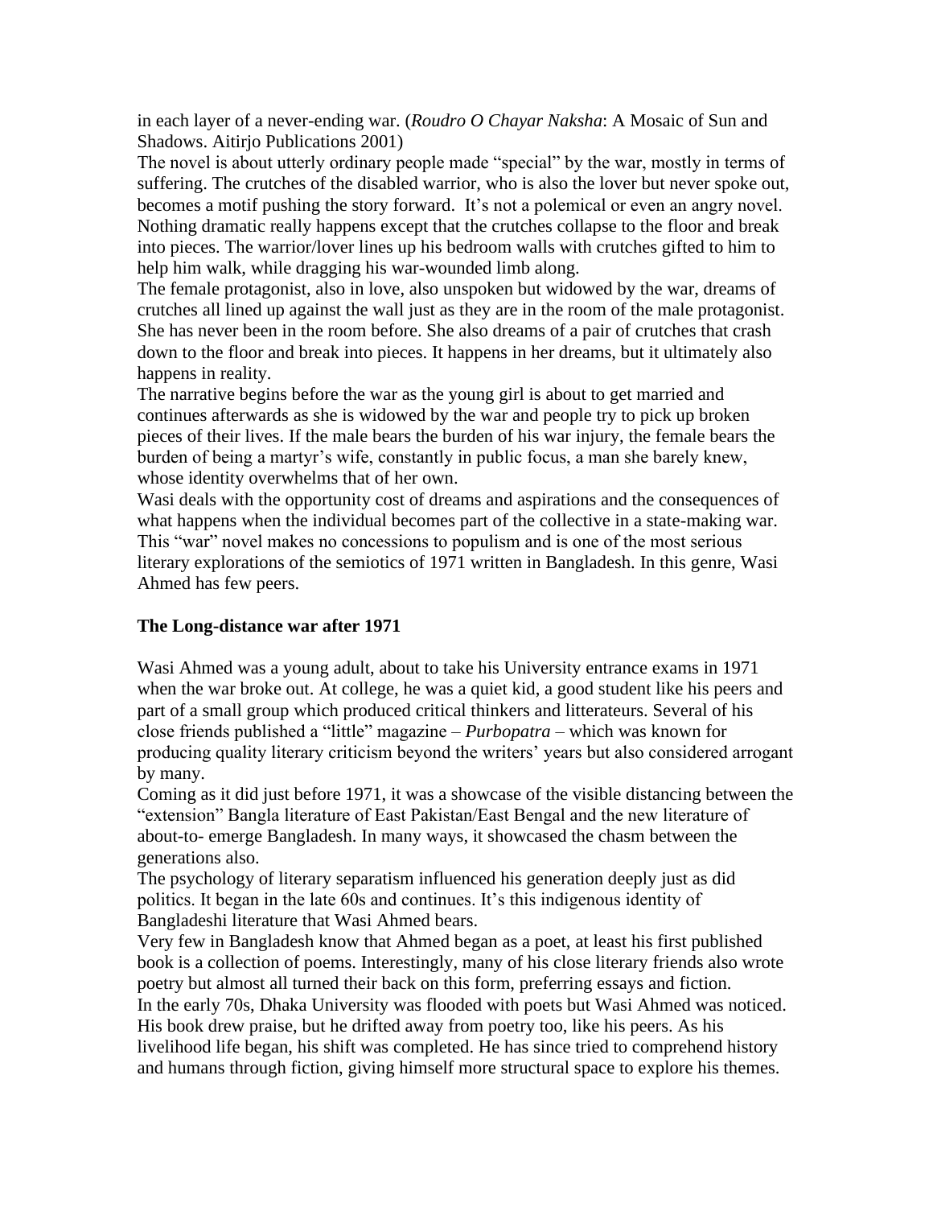in each layer of a never-ending war. (*Roudro O Chayar Naksha*: A Mosaic of Sun and Shadows. Aitirjo Publications 2001)

The novel is about utterly ordinary people made "special" by the war, mostly in terms of suffering. The crutches of the disabled warrior, who is also the lover but never spoke out, becomes a motif pushing the story forward. It's not a polemical or even an angry novel. Nothing dramatic really happens except that the crutches collapse to the floor and break into pieces. The warrior/lover lines up his bedroom walls with crutches gifted to him to help him walk, while dragging his war-wounded limb along.

The female protagonist, also in love, also unspoken but widowed by the war, dreams of crutches all lined up against the wall just as they are in the room of the male protagonist. She has never been in the room before. She also dreams of a pair of crutches that crash down to the floor and break into pieces. It happens in her dreams, but it ultimately also happens in reality.

The narrative begins before the war as the young girl is about to get married and continues afterwards as she is widowed by the war and people try to pick up broken pieces of their lives. If the male bears the burden of his war injury, the female bears the burden of being a martyr's wife, constantly in public focus, a man she barely knew, whose identity overwhelms that of her own.

Wasi deals with the opportunity cost of dreams and aspirations and the consequences of what happens when the individual becomes part of the collective in a state-making war. This "war" novel makes no concessions to populism and is one of the most serious literary explorations of the semiotics of 1971 written in Bangladesh. In this genre, Wasi Ahmed has few peers.

**The Long-distance war after 1971**

Wasi Ahmed was a young adult, about to take his University entrance exams in 1971 when the war broke out. At college, he was a quiet kid, a good student like his peers and part of a small group which produced critical thinkers and litterateurs. Several of his close friends published a "little" magazine – *Purbopatra* – which was known for producing quality literary criticism beyond the writers' years but also considered arrogant by many.

Coming as it did just before 1971, it was a showcase of the visible distancing between the "extension" Bangla literature of East Pakistan/East Bengal and the new literature of about-to- emerge Bangladesh. In many ways, it showcased the chasm between the generations also.

The psychology of literary separatism influenced his generation deeply just as did politics. It began in the late 60s and continues. It's this indigenous identity of Bangladeshi literature that Wasi Ahmed bears.

Very few in Bangladesh know that Ahmed began as a poet, at least his first published book is a collection of poems. Interestingly, many of his close literary friends also wrote poetry but almost all turned their back on this form, preferring essays and fiction.

In the early 70s, Dhaka University was flooded with poets but Wasi Ahmed was noticed. His book drew praise, but he drifted away from poetry too, like his peers. As his livelihood life began, his shift was completed. He has since tried to comprehend history and humans through fiction, giving himself more structural space to explore his themes.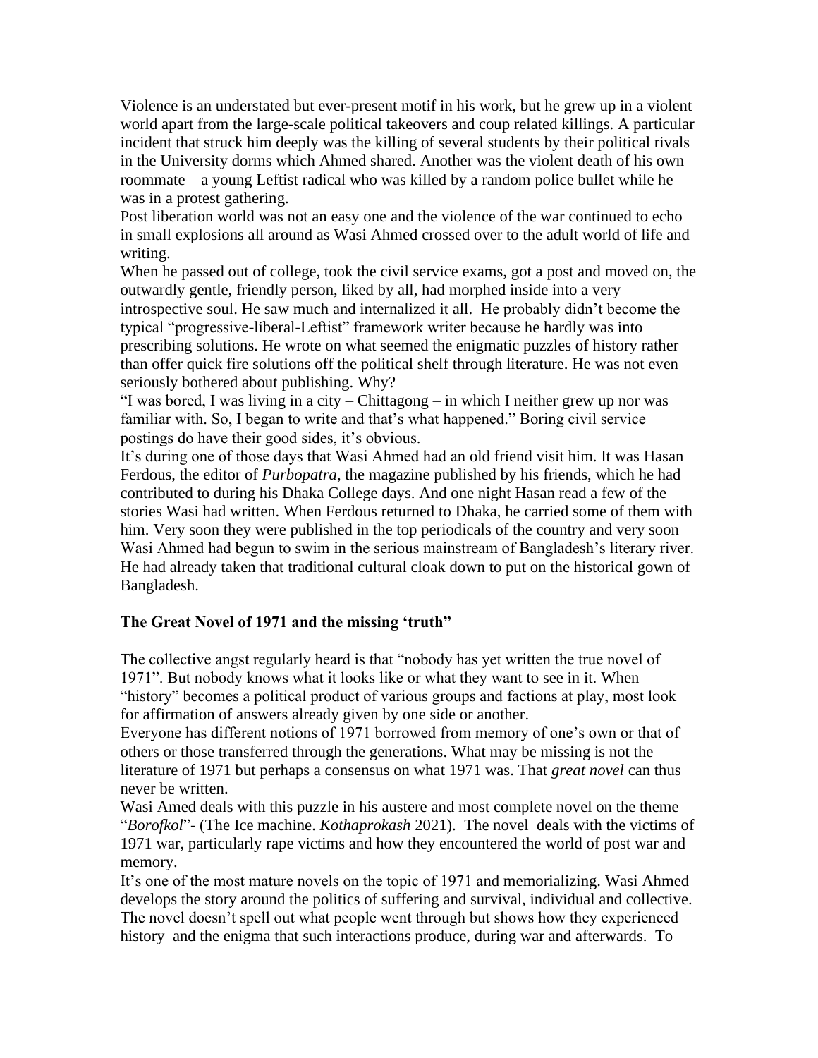Violence is an understated but ever-present motif in his work, but he grew up in a violent world apart from the large-scale political takeovers and coup related killings. A particular incident that struck him deeply was the killing of several students by their political rivals in the University dorms which Ahmed shared. Another was the violent death of his own roommate – a young Leftist radical who was killed by a random police bullet while he was in a protest gathering.

Post liberation world was not an easy one and the violence of the war continued to echo in small explosions all around as Wasi Ahmed crossed over to the adult world of life and writing.

When he passed out of college, took the civil service exams, got a post and moved on, the outwardly gentle, friendly person, liked by all, had morphed inside into a very introspective soul. He saw much and internalized it all. He probably didn't become the typical "progressive-liberal-Leftist" framework writer because he hardly was into prescribing solutions. He wrote on what seemed the enigmatic puzzles of history rather than offer quick fire solutions off the political shelf through literature. He was not even seriously bothered about publishing. Why?

"I was bored, I was living in a city – Chittagong – in which I neither grew up nor was familiar with. So, I began to write and that's what happened." Boring civil service postings do have their good sides, it's obvious.

It's during one of those days that Wasi Ahmed had an old friend visit him. It was Hasan Ferdous, the editor of *Purbopatra*, the magazine published by his friends, which he had contributed to during his Dhaka College days. And one night Hasan read a few of the stories Wasi had written. When Ferdous returned to Dhaka, he carried some of them with him. Very soon they were published in the top periodicals of the country and very soon Wasi Ahmed had begun to swim in the serious mainstream of Bangladesh's literary river. He had already taken that traditional cultural cloak down to put on the historical gown of Bangladesh.

**The Great Novel of 1971 and the missing 'truth"**

The collective angst regularly heard is that "nobody has yet written the true novel of 1971". But nobody knows what it looks like or what they want to see in it. When "history" becomes a political product of various groups and factions at play, most look for affirmation of answers already given by one side or another.

Everyone has different notions of 1971 borrowed from memory of one's own or that of others or those transferred through the generations. What may be missing is not the literature of 1971 but perhaps a consensus on what 1971 was. That *great novel* can thus never be written.

Wasi Amed deals with this puzzle in his austere and most complete novel on the theme "*Borofkol*"- (The Ice machine. *Kothaprokash* 2021). The novel deals with the victims of 1971 war, particularly rape victims and how they encountered the world of post war and memory.

It's one of the most mature novels on the topic of 1971 and memorializing. Wasi Ahmed develops the story around the politics of suffering and survival, individual and collective. The novel doesn't spell out what people went through but shows how they experienced history and the enigma that such interactions produce, during war and afterwards. To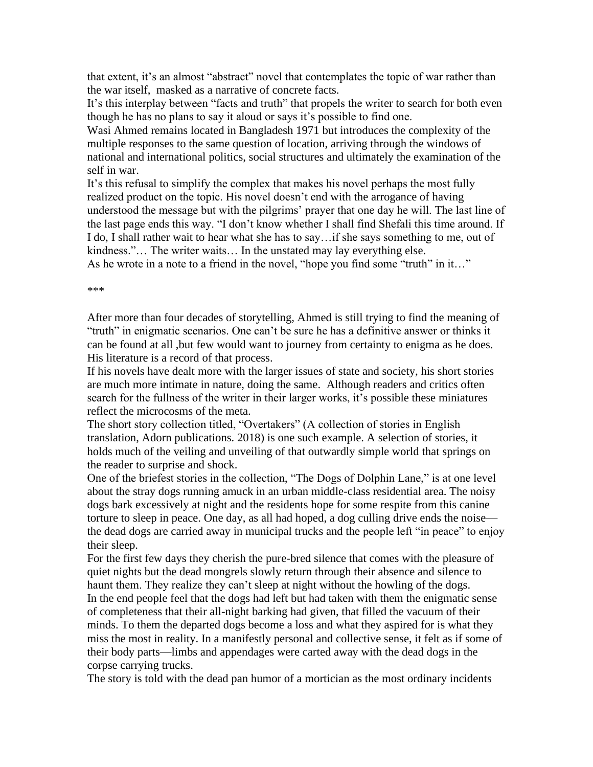that extent, it's an almost "abstract" novel that contemplates the topic of war rather than the war itself, masked as a narrative of concrete facts.

It's this interplay between "facts and truth" that propels the writer to search for both even though he has no plans to say it aloud or says it's possible to find one.

Wasi Ahmed remains located in Bangladesh 1971 but introduces the complexity of the multiple responses to the same question of location, arriving through the windows of national and international politics, social structures and ultimately the examination of the self in war.

It's this refusal to simplify the complex that makes his novel perhaps the most fully realized product on the topic. His novel doesn't end with the arrogance of having understood the message but with the pilgrims' prayer that one day he will. The last line of the last page ends this way. "I don't know whether I shall find Shefali this time around. If I do, I shall rather wait to hear what she has to say…if she says something to me, out of kindness."… The writer waits… In the unstated may lay everything else.

As he wrote in a note to a friend in the novel, "hope you find some "truth" in it…"

***

After more than four decades of storytelling, Ahmed is still trying to find the meaning of "truth" in enigmatic scenarios. One can't be sure he has a definitive answer or thinks it can be found at all ,but few would want to journey from certainty to enigma as he does. His literature is a record of that process.

If his novels have dealt more with the larger issues of state and society, his short stories are much more intimate in nature, doing the same. Although readers and critics often search for the fullness of the writer in their larger works, it's possible these miniatures reflect the microcosms of the meta.

The short story collection titled, "Overtakers" (A collection of stories in English translation, Adorn publications. 2018) is one such example. A selection of stories, it holds much of the veiling and unveiling of that outwardly simple world that springs on the reader to surprise and shock.

One of the briefest stories in the collection, "The Dogs of Dolphin Lane," is at one level about the stray dogs running amuck in an urban middle-class residential area. The noisy dogs bark excessively at night and the residents hope for some respite from this canine torture to sleep in peace. One day, as all had hoped, a dog culling drive ends the noise—the dead dogs are carried away in municipal trucks and the people left "in peace" to enjoy their sleep.

For the first few days they cherish the pure-bred silence that comes with the pleasure of quiet nights but the dead mongrels slowly return through their absence and silence to haunt them. They realize they can't sleep at night without the howling of the dogs.

In the end people feel that the dogs had left but had taken with them the enigmatic sense of completeness that their all-night barking had given, that filled the vacuum of their minds. To them the departed dogs become a loss and what they aspired for is what they miss the most in reality. In a manifestly personal and collective sense, it felt as if some of their body parts—limbs and appendages were carted away with the dead dogs in the corpse carrying trucks.

The story is told with the dead pan humor of a mortician as the most ordinary incidents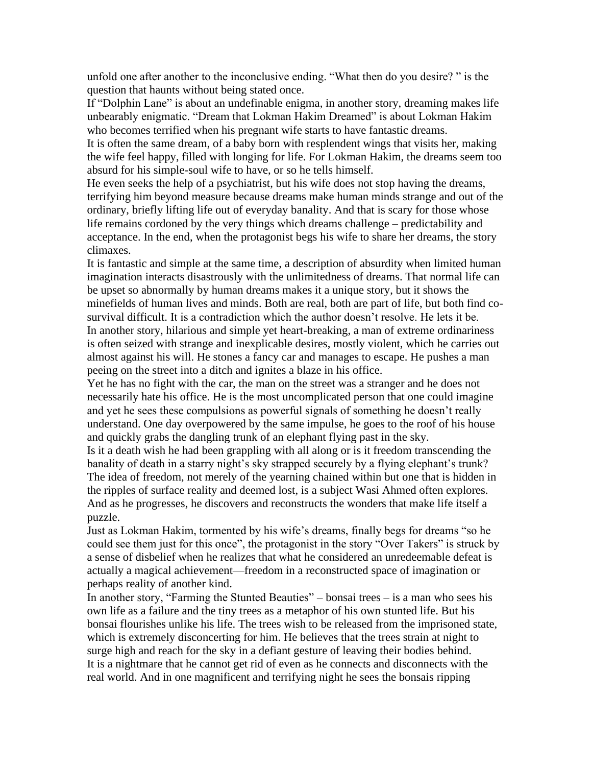unfold one after another to the inconclusive ending. “What then do you desire? ” is the question that haunts without being stated once.

If “Dolphin Lane” is about an undefinable enigma, in another story, dreaming makes life unbearably enigmatic. “Dream that Lokman Hakim Dreamed” is about Lokman Hakim who becomes terrified when his pregnant wife starts to have fantastic dreams.

It is often the same dream, of a baby born with resplendent wings that visits her, making the wife feel happy, filled with longing for life. For Lokman Hakim, the dreams seem too absurd for his simple-soul wife to have, or so he tells himself.

He even seeks the help of a psychiatrist, but his wife does not stop having the dreams, terrifying him beyond measure because dreams make human minds strange and out of the ordinary, briefly lifting life out of everyday banality. And that is scary for those whose life remains cordoned by the very things which dreams challenge – predictability and acceptance. In the end, when the protagonist begs his wife to share her dreams, the story climaxes.

It is fantastic and simple at the same time, a description of absurdity when limited human imagination interacts disastrously with the unlimitedness of dreams. That normal life can be upset so abnormally by human dreams makes it a unique story, but it shows the minefields of human lives and minds. Both are real, both are part of life, but both find co-survival difficult. It is a contradiction which the author doesn’t resolve. He lets it be.

In another story, hilarious and simple yet heart-breaking, a man of extreme ordinariness is often seized with strange and inexplicable desires, mostly violent, which he carries out almost against his will. He stones a fancy car and manages to escape. He pushes a man peeing on the street into a ditch and ignites a blaze in his office.

Yet he has no fight with the car, the man on the street was a stranger and he does not necessarily hate his office. He is the most uncomplicated person that one could imagine and yet he sees these compulsions as powerful signals of something he doesn’t really understand. One day overpowered by the same impulse, he goes to the roof of his house and quickly grabs the dangling trunk of an elephant flying past in the sky.

Is it a death wish he had been grappling with all along or is it freedom transcending the banality of death in a starry night’s sky strapped securely by a flying elephant’s trunk? The idea of freedom, not merely of the yearning chained within but one that is hidden in the ripples of surface reality and deemed lost, is a subject Wasi Ahmed often explores. And as he progresses, he discovers and reconstructs the wonders that make life itself a puzzle.

Just as Lokman Hakim, tormented by his wife’s dreams, finally begs for dreams “so he could see them just for this once”, the protagonist in the story “Over Takers” is struck by a sense of disbelief when he realizes that what he considered an unredeemable defeat is actually a magical achievement—freedom in a reconstructed space of imagination or perhaps reality of another kind.

In another story, “Farming the Stunted Beauties” – bonsai trees – is a man who sees his own life as a failure and the tiny trees as a metaphor of his own stunted life. But his bonsai flourishes unlike his life. The trees wish to be released from the imprisoned state, which is extremely disconcerting for him. He believes that the trees strain at night to surge high and reach for the sky in a defiant gesture of leaving their bodies behind.

It is a nightmare that he cannot get rid of even as he connects and disconnects with the real world. And in one magnificent and terrifying night he sees the bonsais ripping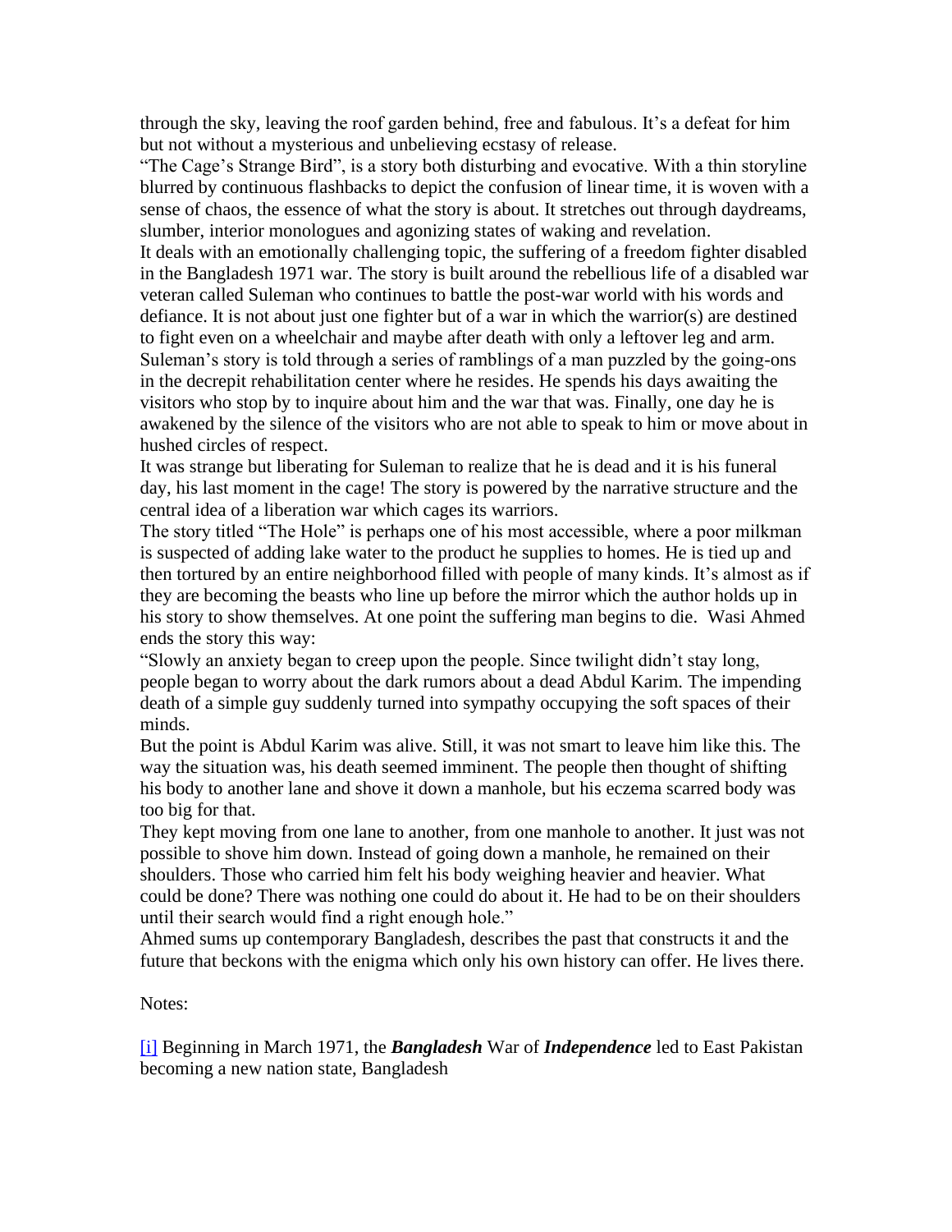through the sky, leaving the roof garden behind, free and fabulous. It's a defeat for him but not without a mysterious and unbelieving ecstasy of release.

"The Cage's Strange Bird", is a story both disturbing and evocative. With a thin storyline blurred by continuous flashbacks to depict the confusion of linear time, it is woven with a sense of chaos, the essence of what the story is about. It stretches out through daydreams, slumber, interior monologues and agonizing states of waking and revelation.

It deals with an emotionally challenging topic, the suffering of a freedom fighter disabled in the Bangladesh 1971 war. The story is built around the rebellious life of a disabled war veteran called Suleman who continues to battle the post-war world with his words and defiance. It is not about just one fighter but of a war in which the warrior(s) are destined to fight even on a wheelchair and maybe after death with only a leftover leg and arm. Suleman's story is told through a series of ramblings of a man puzzled by the going-ons in the decrepit rehabilitation center where he resides. He spends his days awaiting the visitors who stop by to inquire about him and the war that was. Finally, one day he is awakened by the silence of the visitors who are not able to speak to him or move about in hushed circles of respect.

It was strange but liberating for Suleman to realize that he is dead and it is his funeral day, his last moment in the cage! The story is powered by the narrative structure and the central idea of a liberation war which cages its warriors.

The story titled "The Hole" is perhaps one of his most accessible, where a poor milkman is suspected of adding lake water to the product he supplies to homes. He is tied up and then tortured by an entire neighborhood filled with people of many kinds. It's almost as if they are becoming the beasts who line up before the mirror which the author holds up in his story to show themselves. At one point the suffering man begins to die. Wasi Ahmed ends the story this way:

"Slowly an anxiety began to creep upon the people. Since twilight didn't stay long, people began to worry about the dark rumors about a dead Abdul Karim. The impending death of a simple guy suddenly turned into sympathy occupying the soft spaces of their minds.

But the point is Abdul Karim was alive. Still, it was not smart to leave him like this. The way the situation was, his death seemed imminent. The people then thought of shifting his body to another lane and shove it down a manhole, but his eczema scarred body was too big for that.

They kept moving from one lane to another, from one manhole to another. It just was not possible to shove him down. Instead of going down a manhole, he remained on their shoulders. Those who carried him felt his body weighing heavier and heavier. What could be done? There was nothing one could do about it. He had to be on their shoulders until their search would find a right enough hole."

Ahmed sums up contemporary Bangladesh, describes the past that constructs it and the future that beckons with the enigma which only his own history can offer. He lives there.

Notes:

[i] Beginning in March 1971, the ***Bangladesh*** War of ***Independence*** led to East Pakistan becoming a new nation state, Bangladesh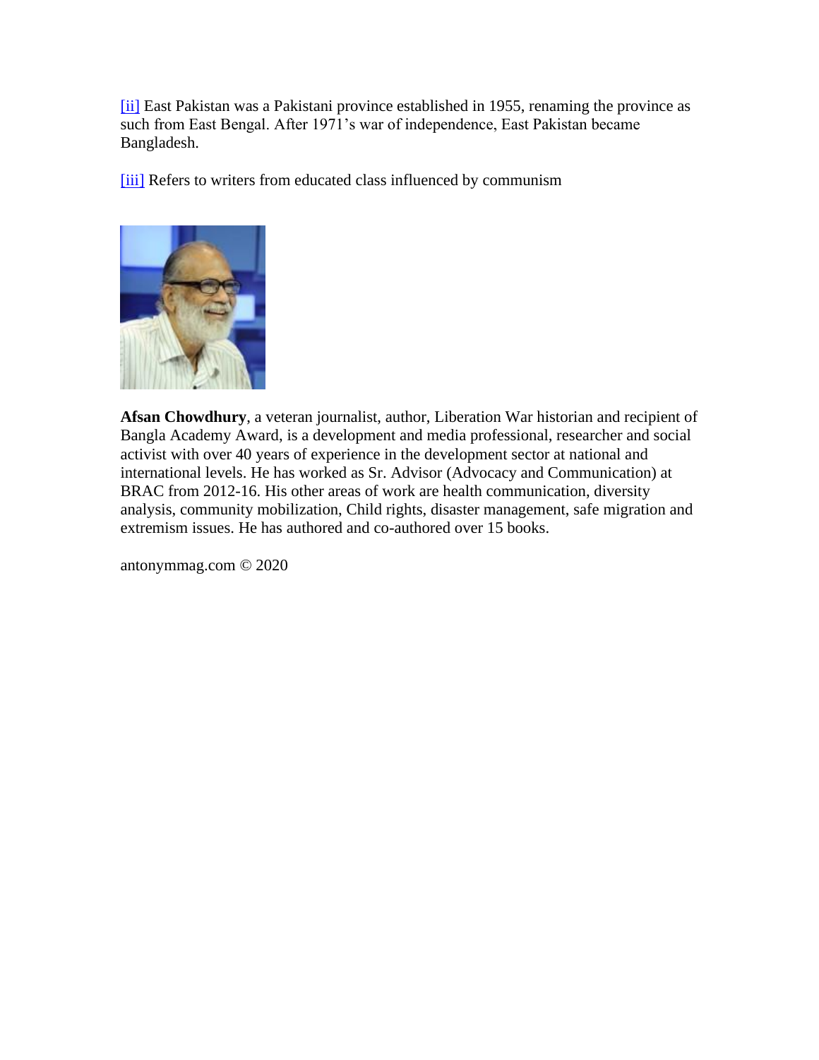[ii] East Pakistan was a Pakistani province established in 1955, renaming the province as such from East Bengal. After 1971's war of independence, East Pakistan became Bangladesh.

[iii] Refers to writers from educated class influenced by communism

**Afsan Chowdhury**, a veteran journalist, author, Liberation War historian and recipient of Bangla Academy Award, is a development and media professional, researcher and social activist with over 40 years of experience in the development sector at national and international levels. He has worked as Sr. Advisor (Advocacy and Communication) at BRAC from 2012-16. His other areas of work are health communication, diversity analysis, community mobilization, Child rights, disaster management, safe migration and extremism issues. He has authored and co-authored over 15 books.

antonymmag.com © 2020